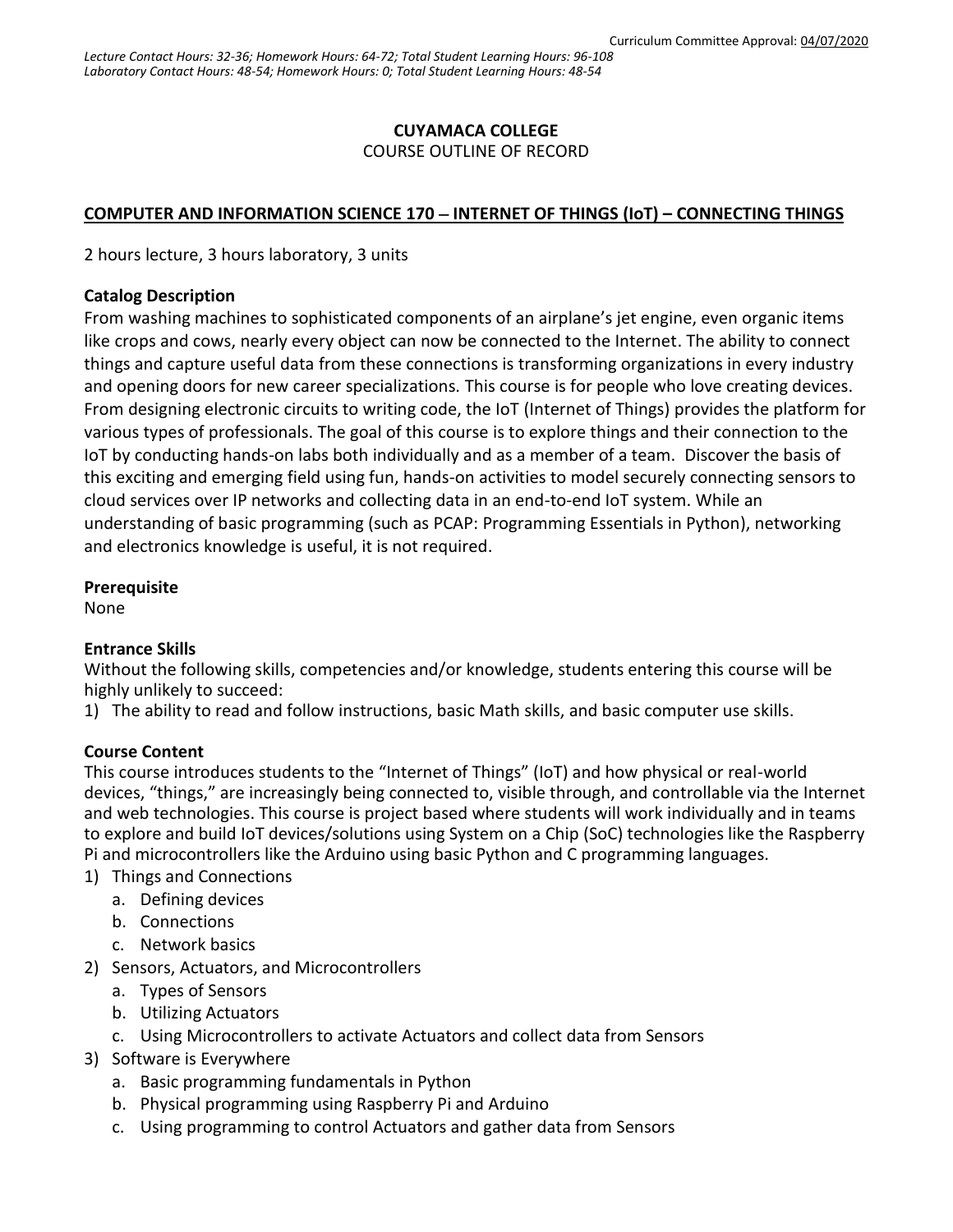Curriculum Committee Approval: 04/07/2020

*Lecture Contact Hours: 32-36; Homework Hours: 64-72; Total Student Learning Hours: 96-108*
*Laboratory Contact Hours: 48-54; Homework Hours: 0; Total Student Learning Hours: 48-54*

**CUYAMACA COLLEGE**
COURSE OUTLINE OF RECORD

**COMPUTER AND INFORMATION SCIENCE 170 – INTERNET OF THINGS (IoT) – CONNECTING THINGS**

2 hours lecture, 3 hours laboratory, 3 units

**Catalog Description**
From washing machines to sophisticated components of an airplane's jet engine, even organic items like crops and cows, nearly every object can now be connected to the Internet. The ability to connect things and capture useful data from these connections is transforming organizations in every industry and opening doors for new career specializations. This course is for people who love creating devices. From designing electronic circuits to writing code, the IoT (Internet of Things) provides the platform for various types of professionals. The goal of this course is to explore things and their connection to the IoT by conducting hands-on labs both individually and as a member of a team. Discover the basis of this exciting and emerging field using fun, hands-on activities to model securely connecting sensors to cloud services over IP networks and collecting data in an end-to-end IoT system. While an understanding of basic programming (such as PCAP: Programming Essentials in Python), networking and electronics knowledge is useful, it is not required.

**Prerequisite**
None

**Entrance Skills**
Without the following skills, competencies and/or knowledge, students entering this course will be highly unlikely to succeed:
1) The ability to read and follow instructions, basic Math skills, and basic computer use skills.

**Course Content**
This course introduces students to the "Internet of Things" (IoT) and how physical or real-world devices, "things," are increasingly being connected to, visible through, and controllable via the Internet and web technologies. This course is project based where students will work individually and in teams to explore and build IoT devices/solutions using System on a Chip (SoC) technologies like the Raspberry Pi and microcontrollers like the Arduino using basic Python and C programming languages.

1) Things and Connections
   a. Defining devices
   b. Connections
   c. Network basics
2) Sensors, Actuators, and Microcontrollers
   a. Types of Sensors
   b. Utilizing Actuators
   c. Using Microcontrollers to activate Actuators and collect data from Sensors
3) Software is Everywhere
   a. Basic programming fundamentals in Python
   b. Physical programming using Raspberry Pi and Arduino
   c. Using programming to control Actuators and gather data from Sensors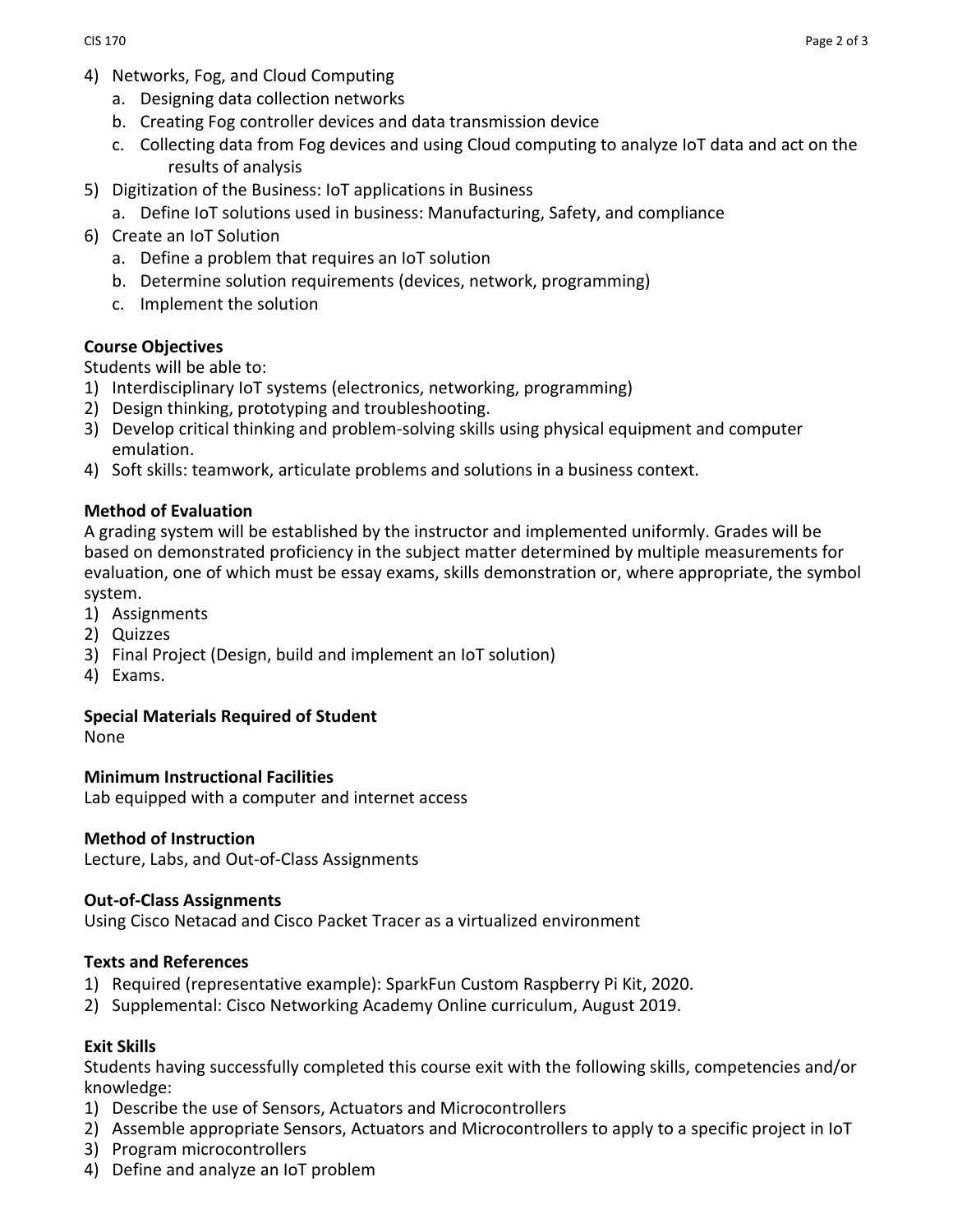4) Networks, Fog, and Cloud Computing
    a. Designing data collection networks
    b. Creating Fog controller devices and data transmission device
    c. Collecting data from Fog devices and using Cloud computing to analyze IoT data and act on the results of analysis
5) Digitization of the Business: IoT applications in Business
    a. Define IoT solutions used in business: Manufacturing, Safety, and compliance
6) Create an IoT Solution
    a. Define a problem that requires an IoT solution
    b. Determine solution requirements (devices, network, programming)
    c. Implement the solution

**Course Objectives**

Students will be able to:

1) Interdisciplinary IoT systems (electronics, networking, programming)
2) Design thinking, prototyping and troubleshooting.
3) Develop critical thinking and problem-solving skills using physical equipment and computer emulation.
4) Soft skills: teamwork, articulate problems and solutions in a business context.

**Method of Evaluation**

A grading system will be established by the instructor and implemented uniformly. Grades will be based on demonstrated proficiency in the subject matter determined by multiple measurements for evaluation, one of which must be essay exams, skills demonstration or, where appropriate, the symbol system.

1) Assignments
2) Quizzes
3) Final Project (Design, build and implement an IoT solution)
4) Exams.

**Special Materials Required of Student**

None

**Minimum Instructional Facilities**

Lab equipped with a computer and internet access

**Method of Instruction**

Lecture, Labs, and Out-of-Class Assignments

**Out-of-Class Assignments**

Using Cisco Netacad and Cisco Packet Tracer as a virtualized environment

**Texts and References**

1) Required (representative example): SparkFun Custom Raspberry Pi Kit, 2020.
2) Supplemental: Cisco Networking Academy Online curriculum, August 2019.

**Exit Skills**

Students having successfully completed this course exit with the following skills, competencies and/or knowledge:

1) Describe the use of Sensors, Actuators and Microcontrollers
2) Assemble appropriate Sensors, Actuators and Microcontrollers to apply to a specific project in IoT
3) Program microcontrollers
4) Define and analyze an IoT problem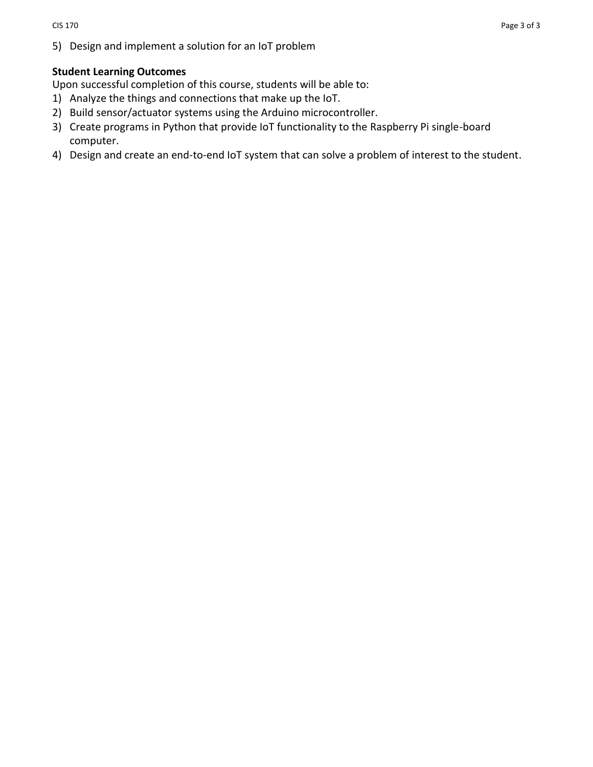5) Design and implement a solution for an IoT problem

**Student Learning Outcomes**

Upon successful completion of this course, students will be able to:

1) Analyze the things and connections that make up the IoT.
2) Build sensor/actuator systems using the Arduino microcontroller.
3) Create programs in Python that provide IoT functionality to the Raspberry Pi single-board computer.
4) Design and create an end-to-end IoT system that can solve a problem of interest to the student.